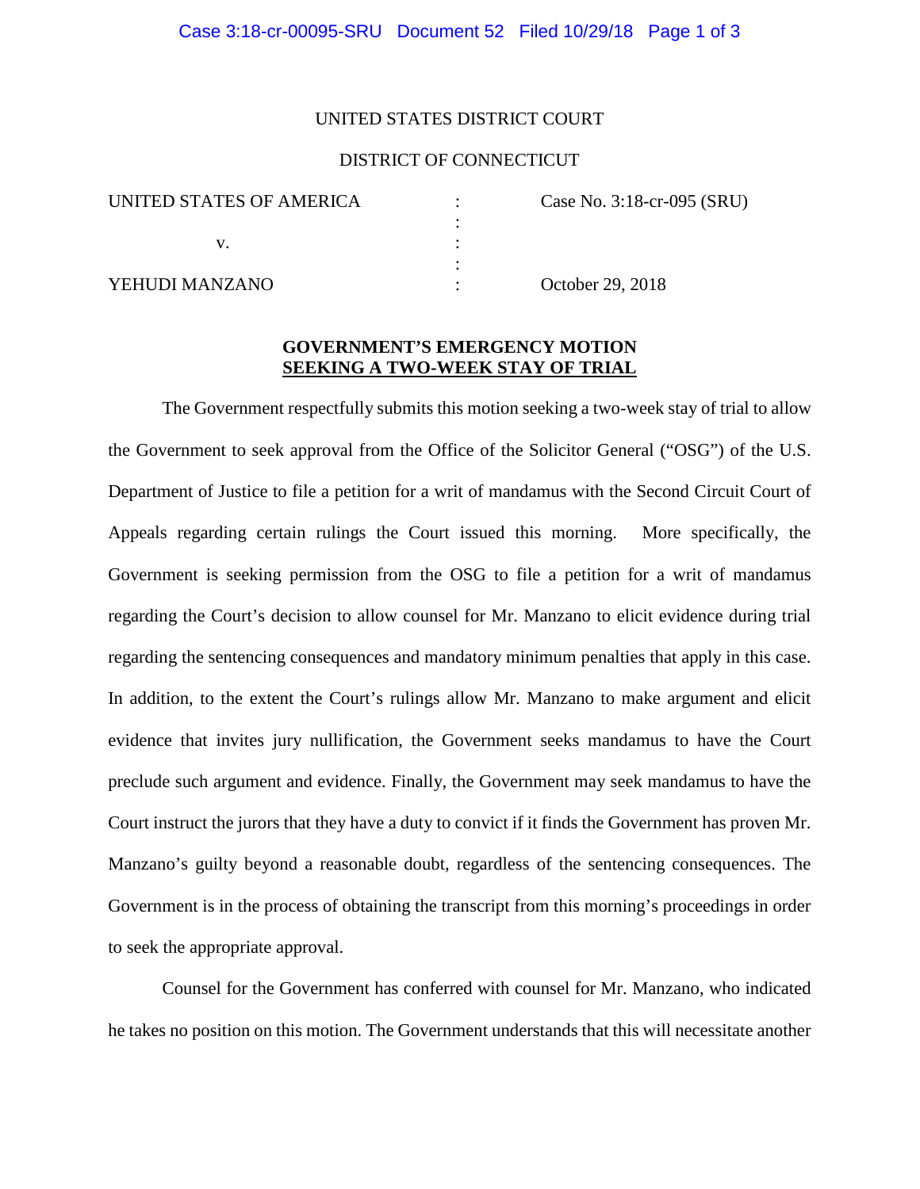UNITED STATES DISTRICT COURT

DISTRICT OF CONNECTICUT

| | | |
|---|---|---|
| UNITED STATES OF AMERICA | : | Case No. 3:18-cr-095 (SRU) |
| | : | |
| v. | : | |
| | : | |
| YEHUDI MANZANO | : | October 29, 2018 |

**GOVERNMENT'S EMERGENCY MOTION**
**SEEKING A TWO-WEEK STAY OF TRIAL**

The Government respectfully submits this motion seeking a two-week stay of trial to allow the Government to seek approval from the Office of the Solicitor General ("OSG") of the U.S. Department of Justice to file a petition for a writ of mandamus with the Second Circuit Court of Appeals regarding certain rulings the Court issued this morning. More specifically, the Government is seeking permission from the OSG to file a petition for a writ of mandamus regarding the Court's decision to allow counsel for Mr. Manzano to elicit evidence during trial regarding the sentencing consequences and mandatory minimum penalties that apply in this case. In addition, to the extent the Court's rulings allow Mr. Manzano to make argument and elicit evidence that invites jury nullification, the Government seeks mandamus to have the Court preclude such argument and evidence. Finally, the Government may seek mandamus to have the Court instruct the jurors that they have a duty to convict if it finds the Government has proven Mr. Manzano's guilty beyond a reasonable doubt, regardless of the sentencing consequences. The Government is in the process of obtaining the transcript from this morning's proceedings in order to seek the appropriate approval.

Counsel for the Government has conferred with counsel for Mr. Manzano, who indicated he takes no position on this motion. The Government understands that this will necessitate another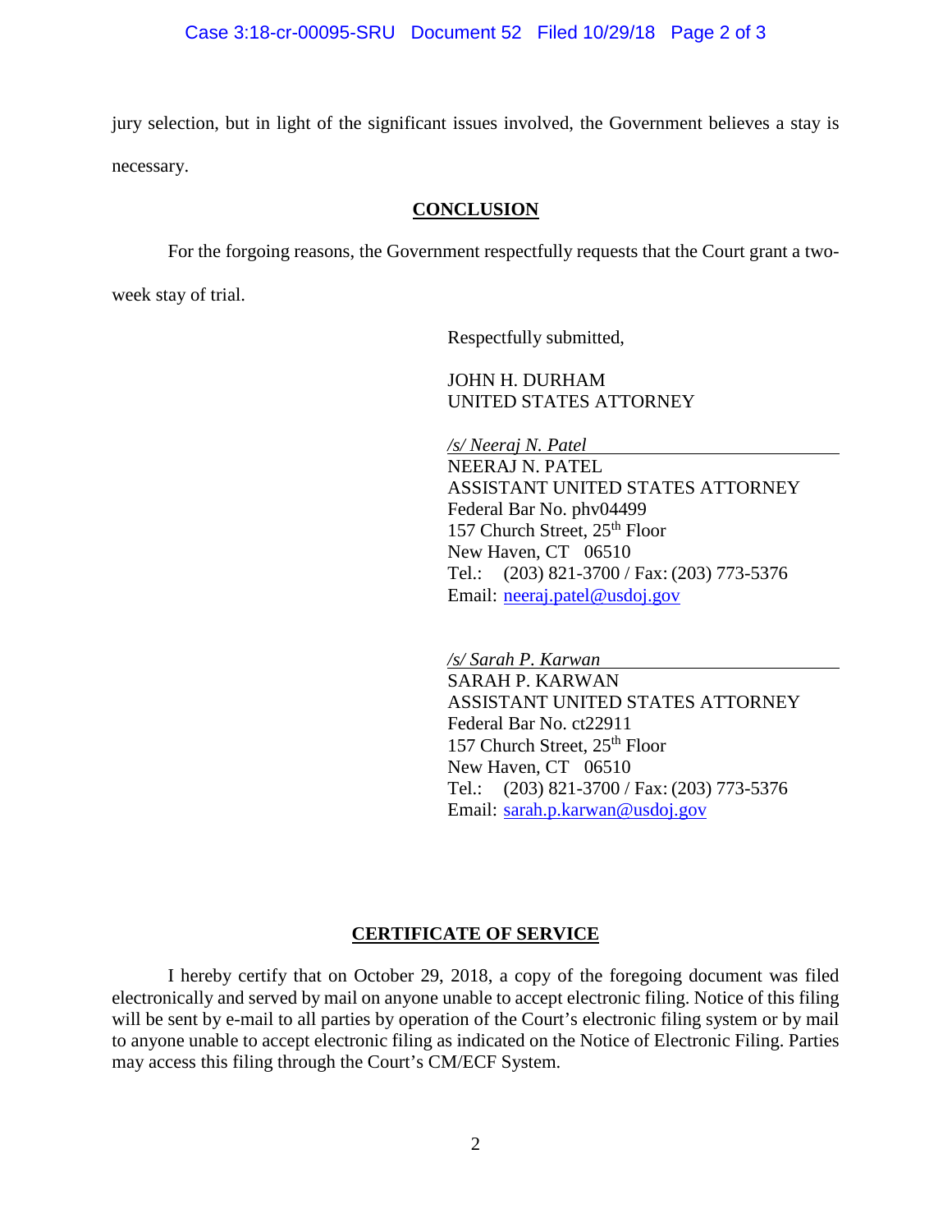jury selection, but in light of the significant issues involved, the Government believes a stay is necessary.

## CONCLUSION

For the forgoing reasons, the Government respectfully requests that the Court grant a two-week stay of trial.

Respectfully submitted,

JOHN H. DURHAM
UNITED STATES ATTORNEY

*/s/ Neeraj N. Patel*
NEERAJ N. PATEL
ASSISTANT UNITED STATES ATTORNEY
Federal Bar No. phv04499
157 Church Street, 25th Floor
New Haven, CT 06510
Tel.: (203) 821-3700 / Fax: (203) 773-5376
Email: neeraj.patel@usdoj.gov

*/s/ Sarah P. Karwan*
SARAH P. KARWAN
ASSISTANT UNITED STATES ATTORNEY
Federal Bar No. ct22911
157 Church Street, 25th Floor
New Haven, CT 06510
Tel.: (203) 821-3700 / Fax: (203) 773-5376
Email: sarah.p.karwan@usdoj.gov

## CERTIFICATE OF SERVICE

I hereby certify that on October 29, 2018, a copy of the foregoing document was filed electronically and served by mail on anyone unable to accept electronic filing. Notice of this filing will be sent by e-mail to all parties by operation of the Court's electronic filing system or by mail to anyone unable to accept electronic filing as indicated on the Notice of Electronic Filing. Parties may access this filing through the Court's CM/ECF System.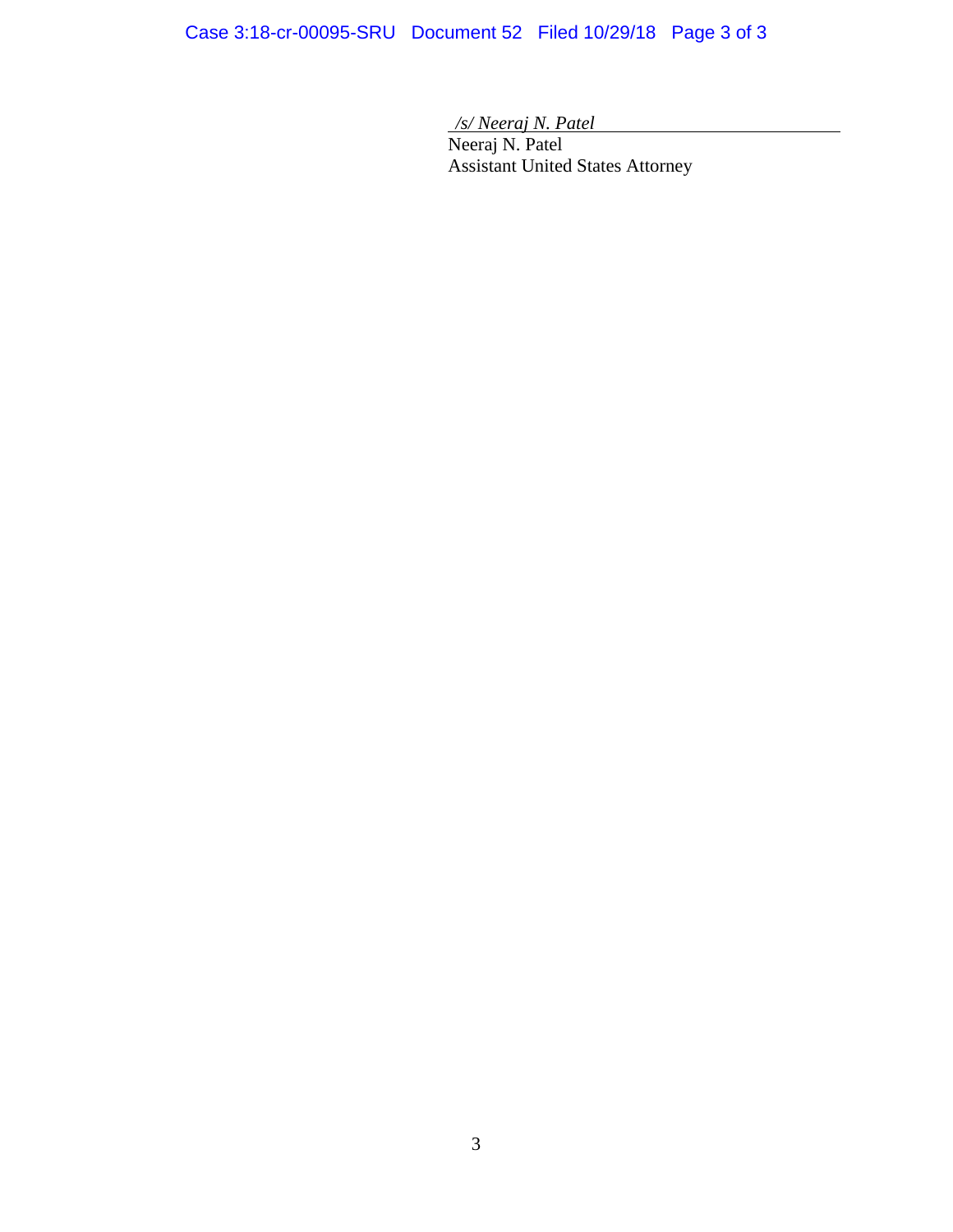*/s/ Neeraj N. Patel*

Neeraj N. Patel
Assistant United States Attorney